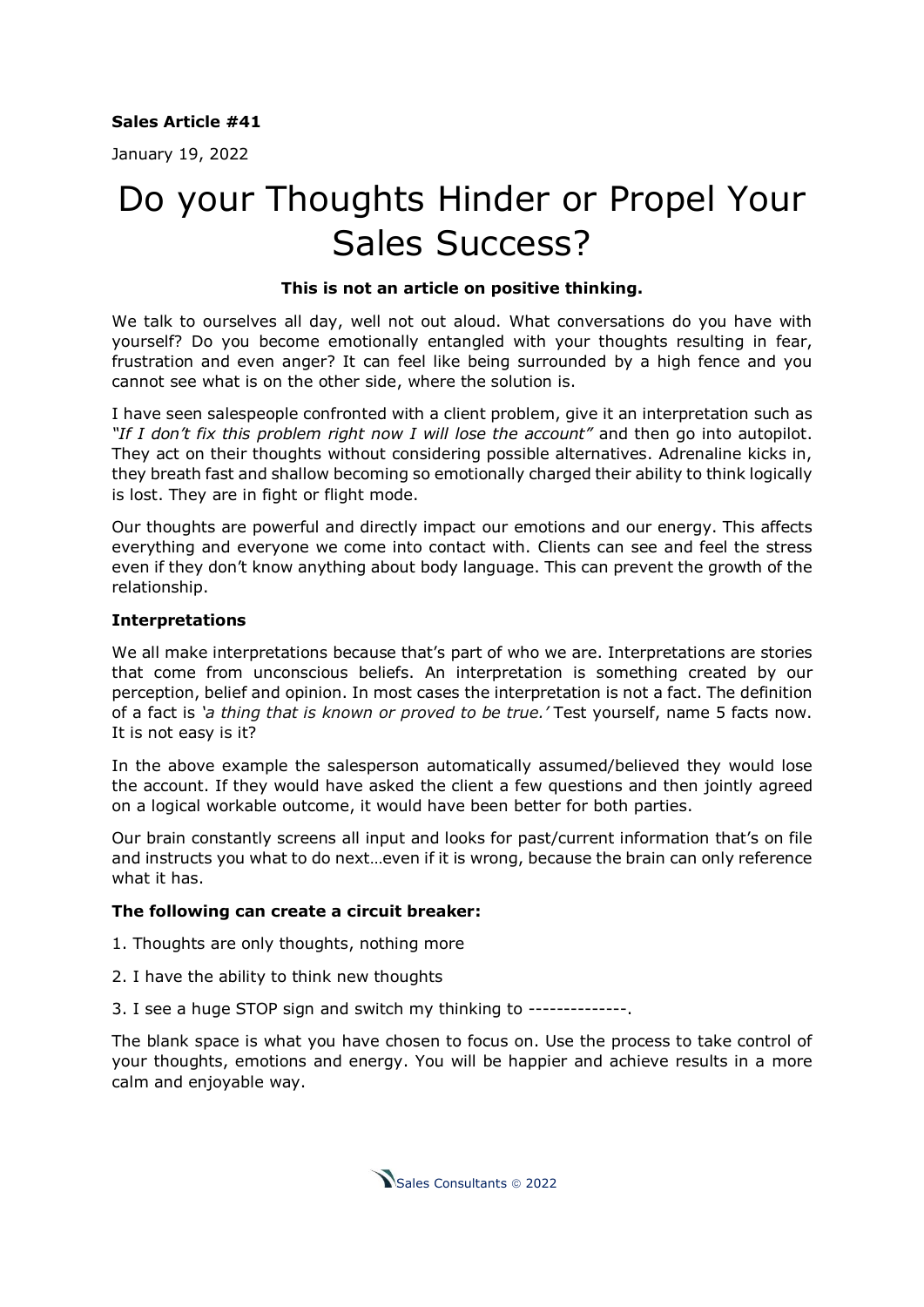**Sales Article #41**

January 19, 2022

# Do your Thoughts Hinder or Propel Your Sales Success?

**This is not an article on positive thinking.**

We talk to ourselves all day, well not out aloud. What conversations do you have with yourself? Do you become emotionally entangled with your thoughts resulting in fear, frustration and even anger? It can feel like being surrounded by a high fence and you cannot see what is on the other side, where the solution is.

I have seen salespeople confronted with a client problem, give it an interpretation such as *"If I don't fix this problem right now I will lose the account"* and then go into autopilot. They act on their thoughts without considering possible alternatives. Adrenaline kicks in, they breath fast and shallow becoming so emotionally charged their ability to think logically is lost. They are in fight or flight mode.

Our thoughts are powerful and directly impact our emotions and our energy. This affects everything and everyone we come into contact with. Clients can see and feel the stress even if they don't know anything about body language. This can prevent the growth of the relationship.

**Interpretations**

We all make interpretations because that's part of who we are. Interpretations are stories that come from unconscious beliefs. An interpretation is something created by our perception, belief and opinion. In most cases the interpretation is not a fact. The definition of a fact is *'a thing that is known or proved to be true.'* Test yourself, name 5 facts now. It is not easy is it?

In the above example the salesperson automatically assumed/believed they would lose the account. If they would have asked the client a few questions and then jointly agreed on a logical workable outcome, it would have been better for both parties.

Our brain constantly screens all input and looks for past/current information that's on file and instructs you what to do next…even if it is wrong, because the brain can only reference what it has.

**The following can create a circuit breaker:**

1. Thoughts are only thoughts, nothing more
2. I have the ability to think new thoughts
3. I see a huge STOP sign and switch my thinking to --------------.

The blank space is what you have chosen to focus on. Use the process to take control of your thoughts, emotions and energy. You will be happier and achieve results in a more calm and enjoyable way.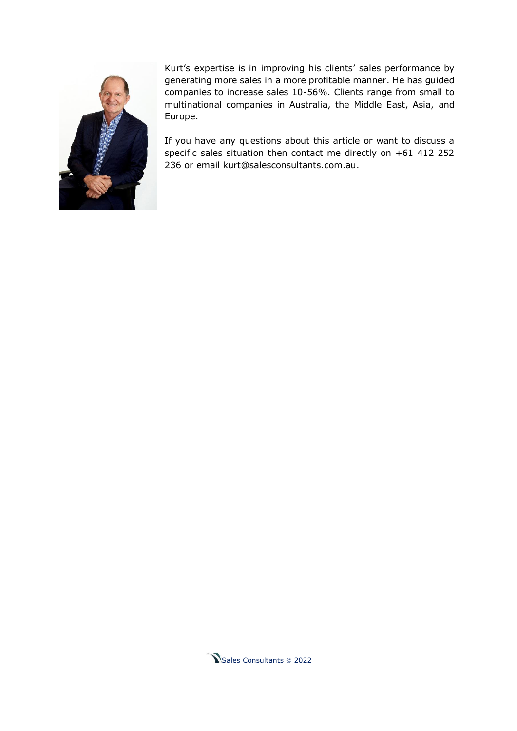Kurt's expertise is in improving his clients' sales performance by generating more sales in a more profitable manner. He has guided companies to increase sales 10-56%. Clients range from small to multinational companies in Australia, the Middle East, Asia, and Europe.

If you have any questions about this article or want to discuss a specific sales situation then contact me directly on +61 412 252 236 or email kurt@salesconsultants.com.au.